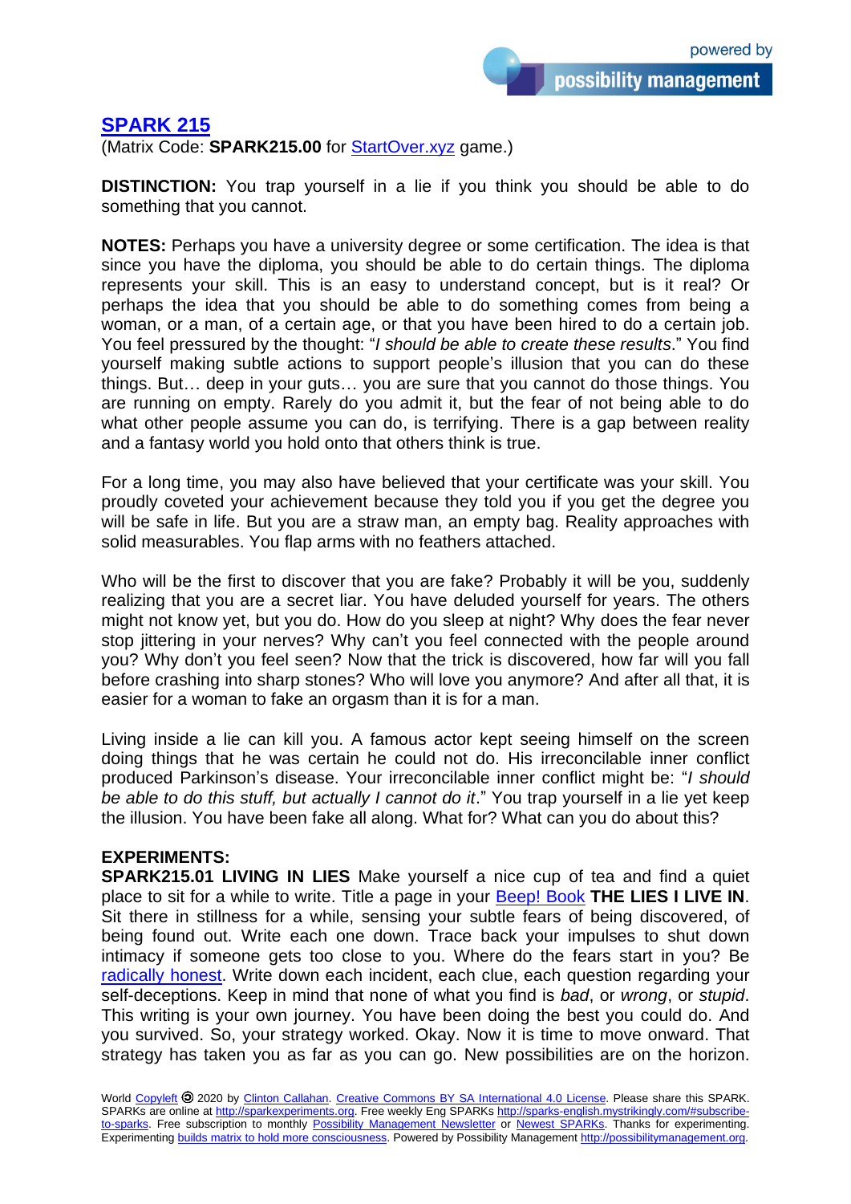# SPARK 215

(Matrix Code: **SPARK215.00** for StartOver.xyz game.)

**DISTINCTION:** You trap yourself in a lie if you think you should be able to do something that you cannot.

**NOTES:** Perhaps you have a university degree or some certification. The idea is that since you have the diploma, you should be able to do certain things. The diploma represents your skill. This is an easy to understand concept, but is it real? Or perhaps the idea that you should be able to do something comes from being a woman, or a man, of a certain age, or that you have been hired to do a certain job. You feel pressured by the thought: "*I should be able to create these results*." You find yourself making subtle actions to support people's illusion that you can do these things. But… deep in your guts… you are sure that you cannot do those things. You are running on empty. Rarely do you admit it, but the fear of not being able to do what other people assume you can do, is terrifying. There is a gap between reality and a fantasy world you hold onto that others think is true.

For a long time, you may also have believed that your certificate was your skill. You proudly coveted your achievement because they told you if you get the degree you will be safe in life. But you are a straw man, an empty bag. Reality approaches with solid measurables. You flap arms with no feathers attached.

Who will be the first to discover that you are fake? Probably it will be you, suddenly realizing that you are a secret liar. You have deluded yourself for years. The others might not know yet, but you do. How do you sleep at night? Why does the fear never stop jittering in your nerves? Why can't you feel connected with the people around you? Why don't you feel seen? Now that the trick is discovered, how far will you fall before crashing into sharp stones? Who will love you anymore? And after all that, it is easier for a woman to fake an orgasm than it is for a man.

Living inside a lie can kill you. A famous actor kept seeing himself on the screen doing things that he was certain he could not do. His irreconcilable inner conflict produced Parkinson's disease. Your irreconcilable inner conflict might be: "*I should be able to do this stuff, but actually I cannot do it*." You trap yourself in a lie yet keep the illusion. You have been fake all along. What for? What can you do about this?

**EXPERIMENTS:**

**SPARK215.01 LIVING IN LIES** Make yourself a nice cup of tea and find a quiet place to sit for a while to write. Title a page in your Beep! Book **THE LIES I LIVE IN**. Sit there in stillness for a while, sensing your subtle fears of being discovered, of being found out. Write each one down. Trace back your impulses to shut down intimacy if someone gets too close to you. Where do the fears start in you? Be radically honest. Write down each incident, each clue, each question regarding your self-deceptions. Keep in mind that none of what you find is *bad*, or *wrong*, or *stupid*. This writing is your own journey. You have been doing the best you could do. And you survived. So, your strategy worked. Okay. Now it is time to move onward. That strategy has taken you as far as you can go. New possibilities are on the horizon.

World Copyleft 🄯 2020 by Clinton Callahan. Creative Commons BY SA International 4.0 License. Please share this SPARK. SPARKs are online at http://sparkexperiments.org. Free weekly Eng SPARKs http://sparks-english.mystrikingly.com/#subscribe-to-sparks. Free subscription to monthly Possibility Management Newsletter or Newest SPARKs. Thanks for experimenting. Experimenting builds matrix to hold more consciousness. Powered by Possibility Management http://possibilitymanagement.org.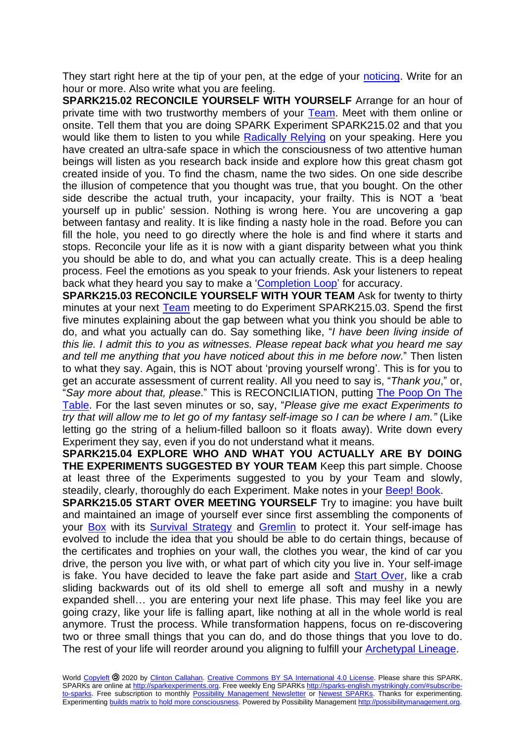They start right here at the tip of your pen, at the edge of your noticing. Write for an hour or more. Also write what you are feeling.

**SPARK215.02 RECONCILE YOURSELF WITH YOURSELF** Arrange for an hour of private time with two trustworthy members of your Team. Meet with them online or onsite. Tell them that you are doing SPARK Experiment SPARK215.02 and that you would like them to listen to you while Radically Relying on your speaking. Here you have created an ultra-safe space in which the consciousness of two attentive human beings will listen as you research back inside and explore how this great chasm got created inside of you. To find the chasm, name the two sides. On one side describe the illusion of competence that you thought was true, that you bought. On the other side describe the actual truth, your incapacity, your frailty. This is NOT a 'beat yourself up in public' session. Nothing is wrong here. You are uncovering a gap between fantasy and reality. It is like finding a nasty hole in the road. Before you can fill the hole, you need to go directly where the hole is and find where it starts and stops. Reconcile your life as it is now with a giant disparity between what you think you should be able to do, and what you can actually create. This is a deep healing process. Feel the emotions as you speak to your friends. Ask your listeners to repeat back what they heard you say to make a 'Completion Loop' for accuracy.

**SPARK215.03 RECONCILE YOURSELF WITH YOUR TEAM** Ask for twenty to thirty minutes at your next Team meeting to do Experiment SPARK215.03. Spend the first five minutes explaining about the gap between what you think you should be able to do, and what you actually can do. Say something like, "*I have been living inside of this lie. I admit this to you as witnesses. Please repeat back what you heard me say and tell me anything that you have noticed about this in me before now.*" Then listen to what they say. Again, this is NOT about 'proving yourself wrong'. This is for you to get an accurate assessment of current reality. All you need to say is, "*Thank you*," or, "*Say more about that, please*." This is RECONCILIATION, putting The Poop On The Table. For the last seven minutes or so, say, "*Please give me exact Experiments to try that will allow me to let go of my fantasy self-image so I can be where I am.*" (Like letting go the string of a helium-filled balloon so it floats away). Write down every Experiment they say, even if you do not understand what it means.

**SPARK215.04 EXPLORE WHO AND WHAT YOU ACTUALLY ARE BY DOING THE EXPERIMENTS SUGGESTED BY YOUR TEAM** Keep this part simple. Choose at least three of the Experiments suggested to you by your Team and slowly, steadily, clearly, thoroughly do each Experiment. Make notes in your Beep! Book.

**SPARK215.05 START OVER MEETING YOURSELF** Try to imagine: you have built and maintained an image of yourself ever since first assembling the components of your Box with its Survival Strategy and Gremlin to protect it. Your self-image has evolved to include the idea that you should be able to do certain things, because of the certificates and trophies on your wall, the clothes you wear, the kind of car you drive, the person you live with, or what part of which city you live in. Your self-image is fake. You have decided to leave the fake part aside and Start Over, like a crab sliding backwards out of its old shell to emerge all soft and mushy in a newly expanded shell… you are entering your next life phase. This may feel like you are going crazy, like your life is falling apart, like nothing at all in the whole world is real anymore. Trust the process. While transformation happens, focus on re-discovering two or three small things that you can do, and do those things that you love to do. The rest of your life will reorder around you aligning to fulfill your Archetypal Lineage.

World Copyleft 🄯 2020 by Clinton Callahan. Creative Commons BY SA International 4.0 License. Please share this SPARK. SPARKs are online at http://sparkexperiments.org. Free weekly Eng SPARKs http://sparks-english.mystrikingly.com/#subscribe-to-sparks. Free subscription to monthly Possibility Management Newsletter or Newest SPARKs. Thanks for experimenting. Experimenting builds matrix to hold more consciousness. Powered by Possibility Management http://possibilitymanagement.org.